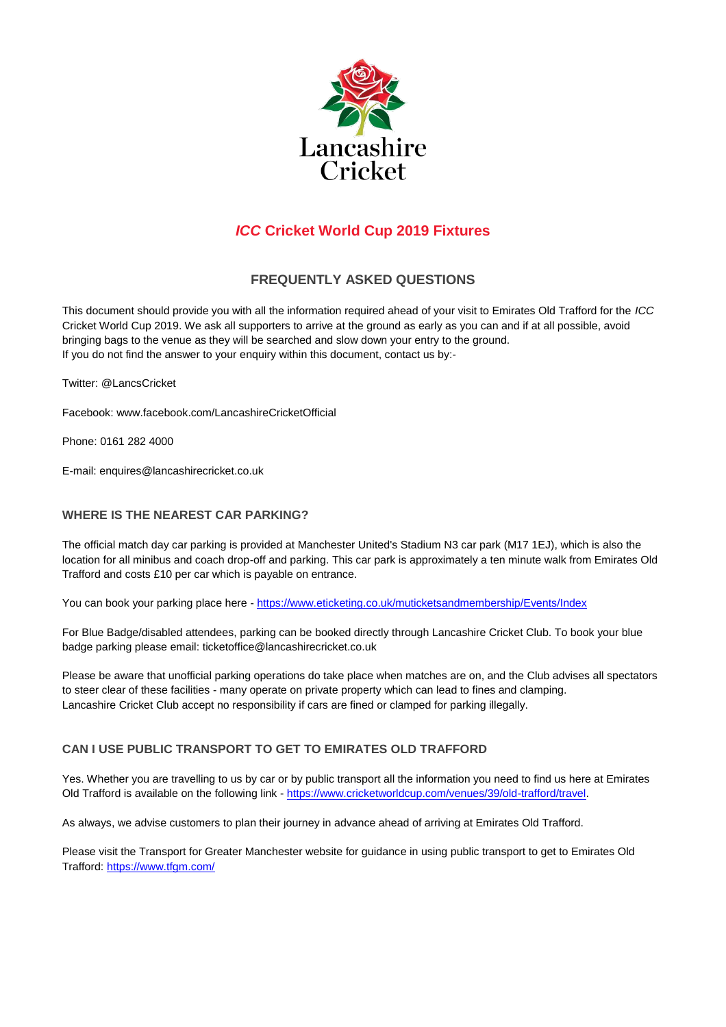Lancashire Cricket

# *ICC* Cricket World Cup 2019 Fixtures

## FREQUENTLY ASKED QUESTIONS

This document should provide you with all the information required ahead of your visit to Emirates Old Trafford for the *ICC* Cricket World Cup 2019. We ask all supporters to arrive at the ground as early as you can and if at all possible, avoid bringing bags to the venue as they will be searched and slow down your entry to the ground.
If you do not find the answer to your enquiry within this document, contact us by:-

Twitter: @LancsCricket

Facebook: www.facebook.com/LancashireCricketOfficial

Phone: 0161 282 4000

E-mail: enquires@lancashirecricket.co.uk

### WHERE IS THE NEAREST CAR PARKING?

The official match day car parking is provided at Manchester United's Stadium N3 car park (M17 1EJ), which is also the location for all minibus and coach drop-off and parking. This car park is approximately a ten minute walk from Emirates Old Trafford and costs £10 per car which is payable on entrance.

You can book your parking place here - [https://www.eticketing.co.uk/muticketsandmembership/Events/Index](https://www.eticketing.co.uk/muticketsandmembership/Events/Index)

For Blue Badge/disabled attendees, parking can be booked directly through Lancashire Cricket Club. To book your blue badge parking please email: ticketoffice@lancashirecricket.co.uk

Please be aware that unofficial parking operations do take place when matches are on, and the Club advises all spectators to steer clear of these facilities - many operate on private property which can lead to fines and clamping.
Lancashire Cricket Club accept no responsibility if cars are fined or clamped for parking illegally.

### CAN I USE PUBLIC TRANSPORT TO GET TO EMIRATES OLD TRAFFORD

Yes. Whether you are travelling to us by car or by public transport all the information you need to find us here at Emirates Old Trafford is available on the following link - [https://www.cricketworldcup.com/venues/39/old-trafford/travel](https://www.cricketworldcup.com/venues/39/old-trafford/travel).

As always, we advise customers to plan their journey in advance ahead of arriving at Emirates Old Trafford.

Please visit the Transport for Greater Manchester website for guidance in using public transport to get to Emirates Old Trafford: [https://www.tfgm.com/](https://www.tfgm.com/)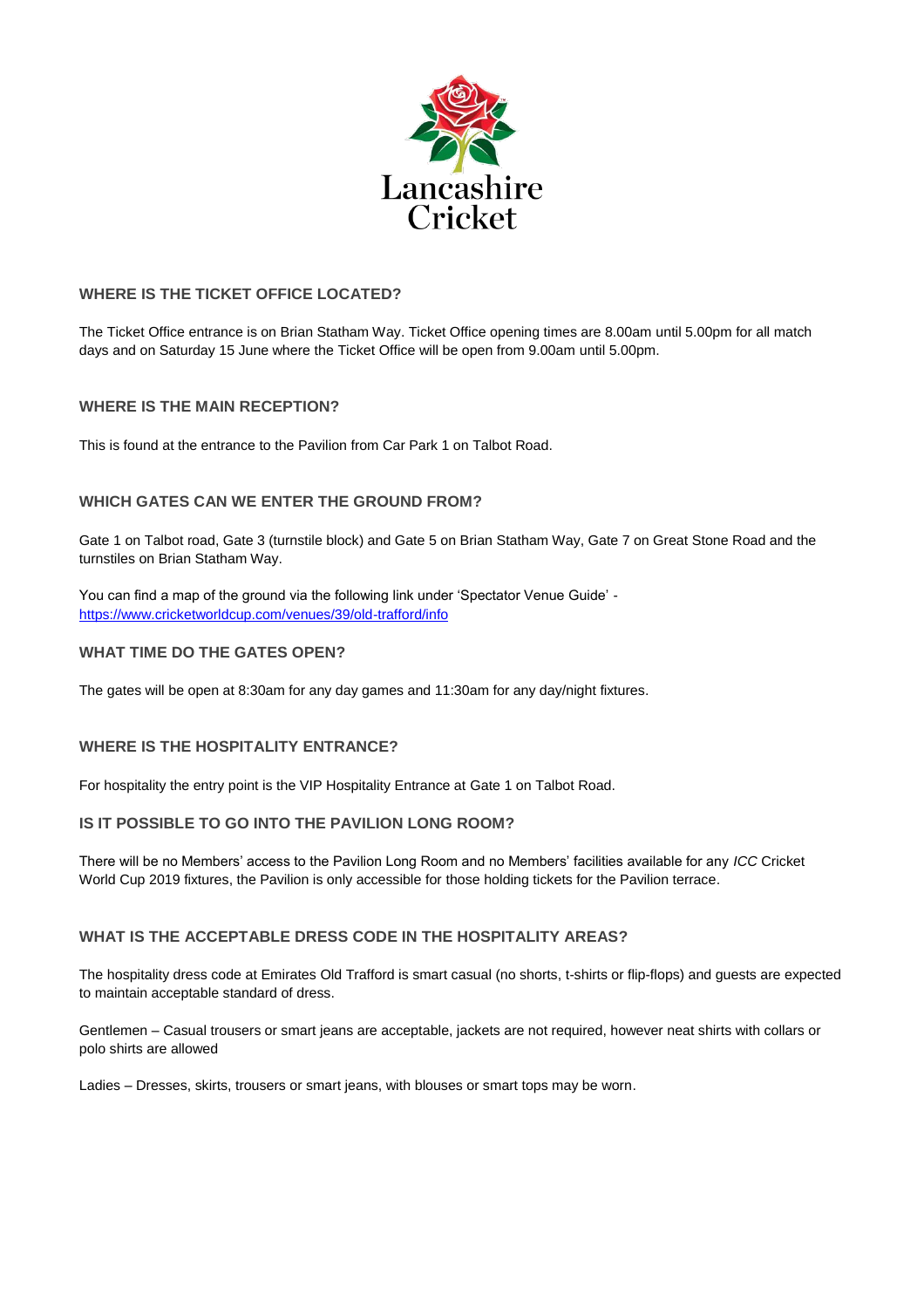Lancashire Cricket

### WHERE IS THE TICKET OFFICE LOCATED?

The Ticket Office entrance is on Brian Statham Way. Ticket Office opening times are 8.00am until 5.00pm for all match days and on Saturday 15 June where the Ticket Office will be open from 9.00am until 5.00pm.

### WHERE IS THE MAIN RECEPTION?

This is found at the entrance to the Pavilion from Car Park 1 on Talbot Road.

### WHICH GATES CAN WE ENTER THE GROUND FROM?

Gate 1 on Talbot road, Gate 3 (turnstile block) and Gate 5 on Brian Statham Way, Gate 7 on Great Stone Road and the turnstiles on Brian Statham Way.

You can find a map of the ground via the following link under 'Spectator Venue Guide' - [https://www.cricketworldcup.com/venues/39/old-trafford/info](https://www.cricketworldcup.com/venues/39/old-trafford/info)

### WHAT TIME DO THE GATES OPEN?

The gates will be open at 8:30am for any day games and 11:30am for any day/night fixtures.

### WHERE IS THE HOSPITALITY ENTRANCE?

For hospitality the entry point is the VIP Hospitality Entrance at Gate 1 on Talbot Road.

### IS IT POSSIBLE TO GO INTO THE PAVILION LONG ROOM?

There will be no Members' access to the Pavilion Long Room and no Members' facilities available for any *ICC* Cricket World Cup 2019 fixtures, the Pavilion is only accessible for those holding tickets for the Pavilion terrace.

### WHAT IS THE ACCEPTABLE DRESS CODE IN THE HOSPITALITY AREAS?

The hospitality dress code at Emirates Old Trafford is smart casual (no shorts, t-shirts or flip-flops) and guests are expected to maintain acceptable standard of dress.

Gentlemen – Casual trousers or smart jeans are acceptable, jackets are not required, however neat shirts with collars or polo shirts are allowed

Ladies – Dresses, skirts, trousers or smart jeans, with blouses or smart tops may be worn.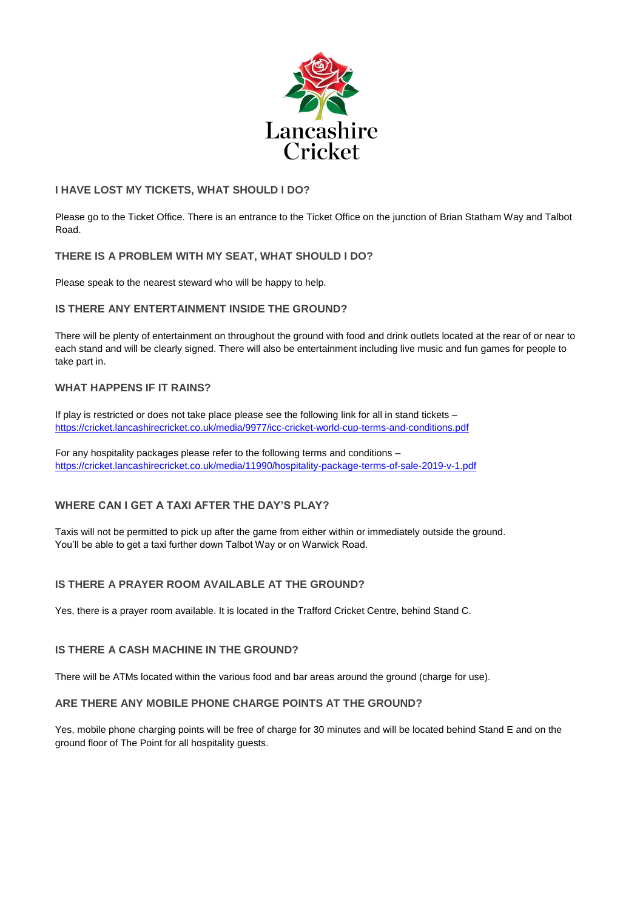Lancashire Cricket

### I HAVE LOST MY TICKETS, WHAT SHOULD I DO?

Please go to the Ticket Office. There is an entrance to the Ticket Office on the junction of Brian Statham Way and Talbot Road.

### THERE IS A PROBLEM WITH MY SEAT, WHAT SHOULD I DO?

Please speak to the nearest steward who will be happy to help.

### IS THERE ANY ENTERTAINMENT INSIDE THE GROUND?

There will be plenty of entertainment on throughout the ground with food and drink outlets located at the rear of or near to each stand and will be clearly signed. There will also be entertainment including live music and fun games for people to take part in.

### WHAT HAPPENS IF IT RAINS?

If play is restricted or does not take place please see the following link for all in stand tickets – [https://cricket.lancashirecricket.co.uk/media/9977/icc-cricket-world-cup-terms-and-conditions.pdf](https://cricket.lancashirecricket.co.uk/media/9977/icc-cricket-world-cup-terms-and-conditions.pdf)

For any hospitality packages please refer to the following terms and conditions – [https://cricket.lancashirecricket.co.uk/media/11990/hospitality-package-terms-of-sale-2019-v-1.pdf](https://cricket.lancashirecricket.co.uk/media/11990/hospitality-package-terms-of-sale-2019-v-1.pdf)

### WHERE CAN I GET A TAXI AFTER THE DAY'S PLAY?

Taxis will not be permitted to pick up after the game from either within or immediately outside the ground. You'll be able to get a taxi further down Talbot Way or on Warwick Road.

### IS THERE A PRAYER ROOM AVAILABLE AT THE GROUND?

Yes, there is a prayer room available. It is located in the Trafford Cricket Centre, behind Stand C.

### IS THERE A CASH MACHINE IN THE GROUND?

There will be ATMs located within the various food and bar areas around the ground (charge for use).

### ARE THERE ANY MOBILE PHONE CHARGE POINTS AT THE GROUND?

Yes, mobile phone charging points will be free of charge for 30 minutes and will be located behind Stand E and on the ground floor of The Point for all hospitality guests.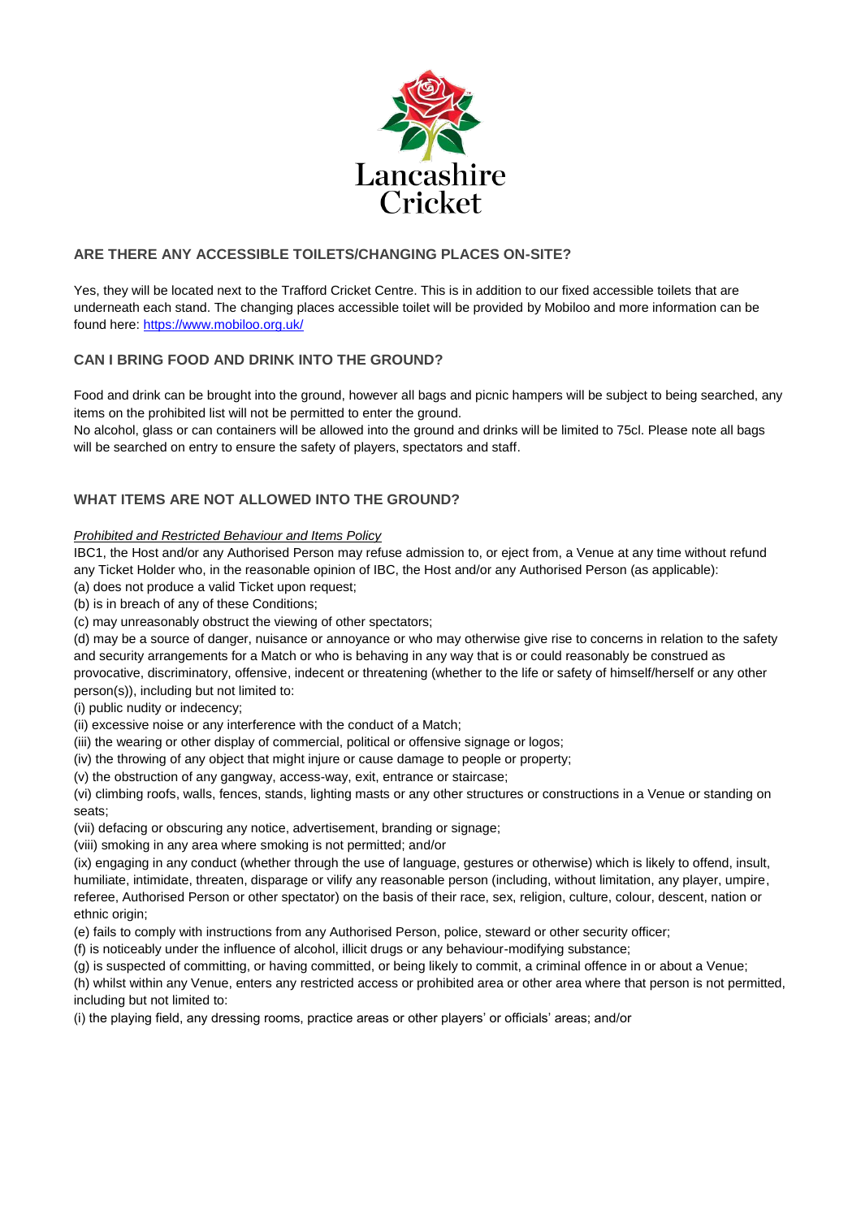## ARE THERE ANY ACCESSIBLE TOILETS/CHANGING PLACES ON-SITE?

Yes, they will be located next to the Trafford Cricket Centre. This is in addition to our fixed accessible toilets that are underneath each stand. The changing places accessible toilet will be provided by Mobiloo and more information can be found here: [https://www.mobiloo.org.uk/](https://www.mobiloo.org.uk/)

## CAN I BRING FOOD AND DRINK INTO THE GROUND?

Food and drink can be brought into the ground, however all bags and picnic hampers will be subject to being searched, any items on the prohibited list will not be permitted to enter the ground.

No alcohol, glass or can containers will be allowed into the ground and drinks will be limited to 75cl. Please note all bags will be searched on entry to ensure the safety of players, spectators and staff.

## WHAT ITEMS ARE NOT ALLOWED INTO THE GROUND?

*Prohibited and Restricted Behaviour and Items Policy*

IBC1, the Host and/or any Authorised Person may refuse admission to, or eject from, a Venue at any time without refund any Ticket Holder who, in the reasonable opinion of IBC, the Host and/or any Authorised Person (as applicable):

(a) does not produce a valid Ticket upon request;

(b) is in breach of any of these Conditions;

(c) may unreasonably obstruct the viewing of other spectators;

(d) may be a source of danger, nuisance or annoyance or who may otherwise give rise to concerns in relation to the safety and security arrangements for a Match or who is behaving in any way that is or could reasonably be construed as provocative, discriminatory, offensive, indecent or threatening (whether to the life or safety of himself/herself or any other person(s)), including but not limited to:

(i) public nudity or indecency;

(ii) excessive noise or any interference with the conduct of a Match;

(iii) the wearing or other display of commercial, political or offensive signage or logos;

(iv) the throwing of any object that might injure or cause damage to people or property;

(v) the obstruction of any gangway, access-way, exit, entrance or staircase;

(vi) climbing roofs, walls, fences, stands, lighting masts or any other structures or constructions in a Venue or standing on seats;

(vii) defacing or obscuring any notice, advertisement, branding or signage;

(viii) smoking in any area where smoking is not permitted; and/or

(ix) engaging in any conduct (whether through the use of language, gestures or otherwise) which is likely to offend, insult, humiliate, intimidate, threaten, disparage or vilify any reasonable person (including, without limitation, any player, umpire, referee, Authorised Person or other spectator) on the basis of their race, sex, religion, culture, colour, descent, nation or ethnic origin;

(e) fails to comply with instructions from any Authorised Person, police, steward or other security officer;

(f) is noticeably under the influence of alcohol, illicit drugs or any behaviour-modifying substance;

(g) is suspected of committing, or having committed, or being likely to commit, a criminal offence in or about a Venue;

(h) whilst within any Venue, enters any restricted access or prohibited area or other area where that person is not permitted, including but not limited to:

(i) the playing field, any dressing rooms, practice areas or other players' or officials' areas; and/or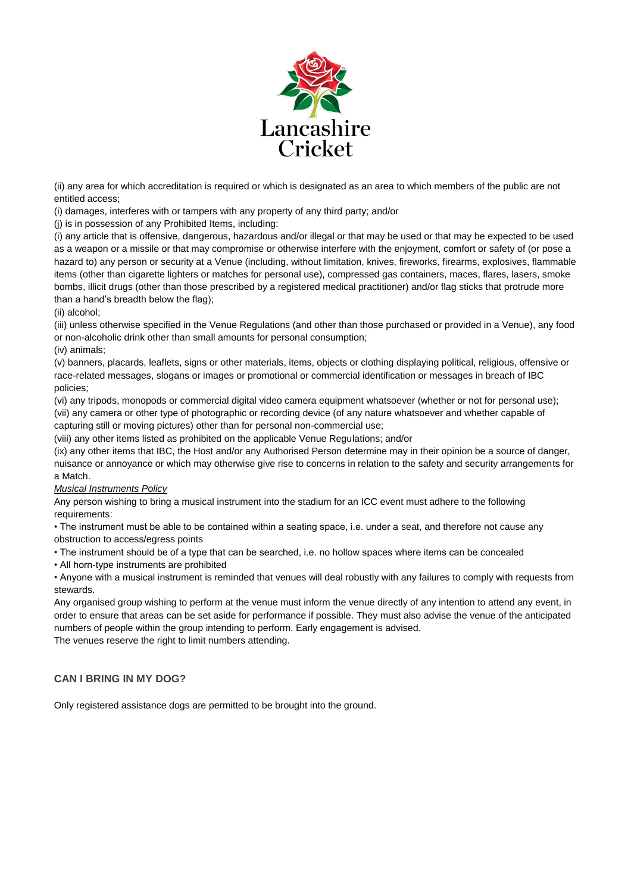(ii) any area for which accreditation is required or which is designated as an area to which members of the public are not entitled access;

(i) damages, interferes with or tampers with any property of any third party; and/or

(j) is in possession of any Prohibited Items, including:

(i) any article that is offensive, dangerous, hazardous and/or illegal or that may be used or that may be expected to be used as a weapon or a missile or that may compromise or otherwise interfere with the enjoyment, comfort or safety of (or pose a hazard to) any person or security at a Venue (including, without limitation, knives, fireworks, firearms, explosives, flammable items (other than cigarette lighters or matches for personal use), compressed gas containers, maces, flares, lasers, smoke bombs, illicit drugs (other than those prescribed by a registered medical practitioner) and/or flag sticks that protrude more than a hand's breadth below the flag);

(ii) alcohol;

(iii) unless otherwise specified in the Venue Regulations (and other than those purchased or provided in a Venue), any food or non-alcoholic drink other than small amounts for personal consumption;

(iv) animals;

(v) banners, placards, leaflets, signs or other materials, items, objects or clothing displaying political, religious, offensive or race-related messages, slogans or images or promotional or commercial identification or messages in breach of IBC policies;

(vi) any tripods, monopods or commercial digital video camera equipment whatsoever (whether or not for personal use);

(vii) any camera or other type of photographic or recording device (of any nature whatsoever and whether capable of capturing still or moving pictures) other than for personal non-commercial use;

(viii) any other items listed as prohibited on the applicable Venue Regulations; and/or

(ix) any other items that IBC, the Host and/or any Authorised Person determine may in their opinion be a source of danger, nuisance or annoyance or which may otherwise give rise to concerns in relation to the safety and security arrangements for a Match.

*Musical Instruments Policy*

Any person wishing to bring a musical instrument into the stadium for an ICC event must adhere to the following requirements:

- The instrument must be able to be contained within a seating space, i.e. under a seat, and therefore not cause any obstruction to access/egress points
- The instrument should be of a type that can be searched, i.e. no hollow spaces where items can be concealed
- All horn-type instruments are prohibited
- Anyone with a musical instrument is reminded that venues will deal robustly with any failures to comply with requests from stewards.

Any organised group wishing to perform at the venue must inform the venue directly of any intention to attend any event, in order to ensure that areas can be set aside for performance if possible. They must also advise the venue of the anticipated numbers of people within the group intending to perform. Early engagement is advised.

The venues reserve the right to limit numbers attending.

### CAN I BRING IN MY DOG?

Only registered assistance dogs are permitted to be brought into the ground.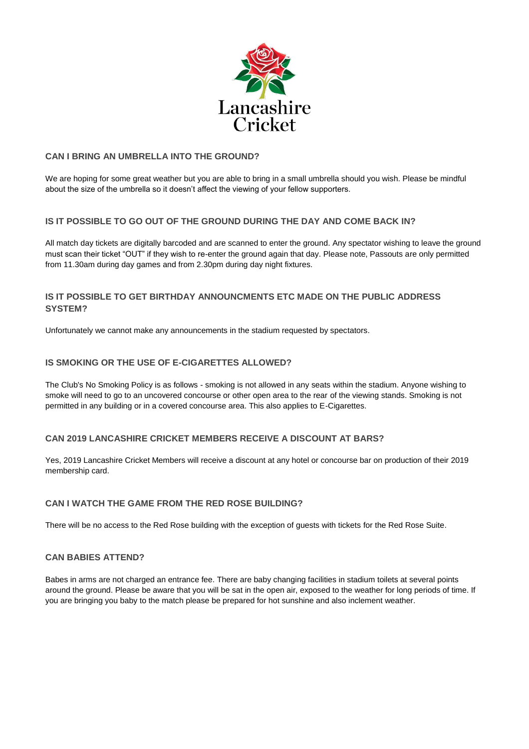### CAN I BRING AN UMBRELLA INTO THE GROUND?

We are hoping for some great weather but you are able to bring in a small umbrella should you wish. Please be mindful about the size of the umbrella so it doesn't affect the viewing of your fellow supporters.

### IS IT POSSIBLE TO GO OUT OF THE GROUND DURING THE DAY AND COME BACK IN?

All match day tickets are digitally barcoded and are scanned to enter the ground. Any spectator wishing to leave the ground must scan their ticket "OUT" if they wish to re-enter the ground again that day. Please note, Passouts are only permitted from 11.30am during day games and from 2.30pm during day night fixtures.

### IS IT POSSIBLE TO GET BIRTHDAY ANNOUNCMENTS ETC MADE ON THE PUBLIC ADDRESS SYSTEM?

Unfortunately we cannot make any announcements in the stadium requested by spectators.

### IS SMOKING OR THE USE OF E-CIGARETTES ALLOWED?

The Club's No Smoking Policy is as follows - smoking is not allowed in any seats within the stadium. Anyone wishing to smoke will need to go to an uncovered concourse or other open area to the rear of the viewing stands. Smoking is not permitted in any building or in a covered concourse area. This also applies to E-Cigarettes.

### CAN 2019 LANCASHIRE CRICKET MEMBERS RECEIVE A DISCOUNT AT BARS?

Yes, 2019 Lancashire Cricket Members will receive a discount at any hotel or concourse bar on production of their 2019 membership card.

### CAN I WATCH THE GAME FROM THE RED ROSE BUILDING?

There will be no access to the Red Rose building with the exception of guests with tickets for the Red Rose Suite.

### CAN BABIES ATTEND?

Babes in arms are not charged an entrance fee. There are baby changing facilities in stadium toilets at several points around the ground. Please be aware that you will be sat in the open air, exposed to the weather for long periods of time. If you are bringing you baby to the match please be prepared for hot sunshine and also inclement weather.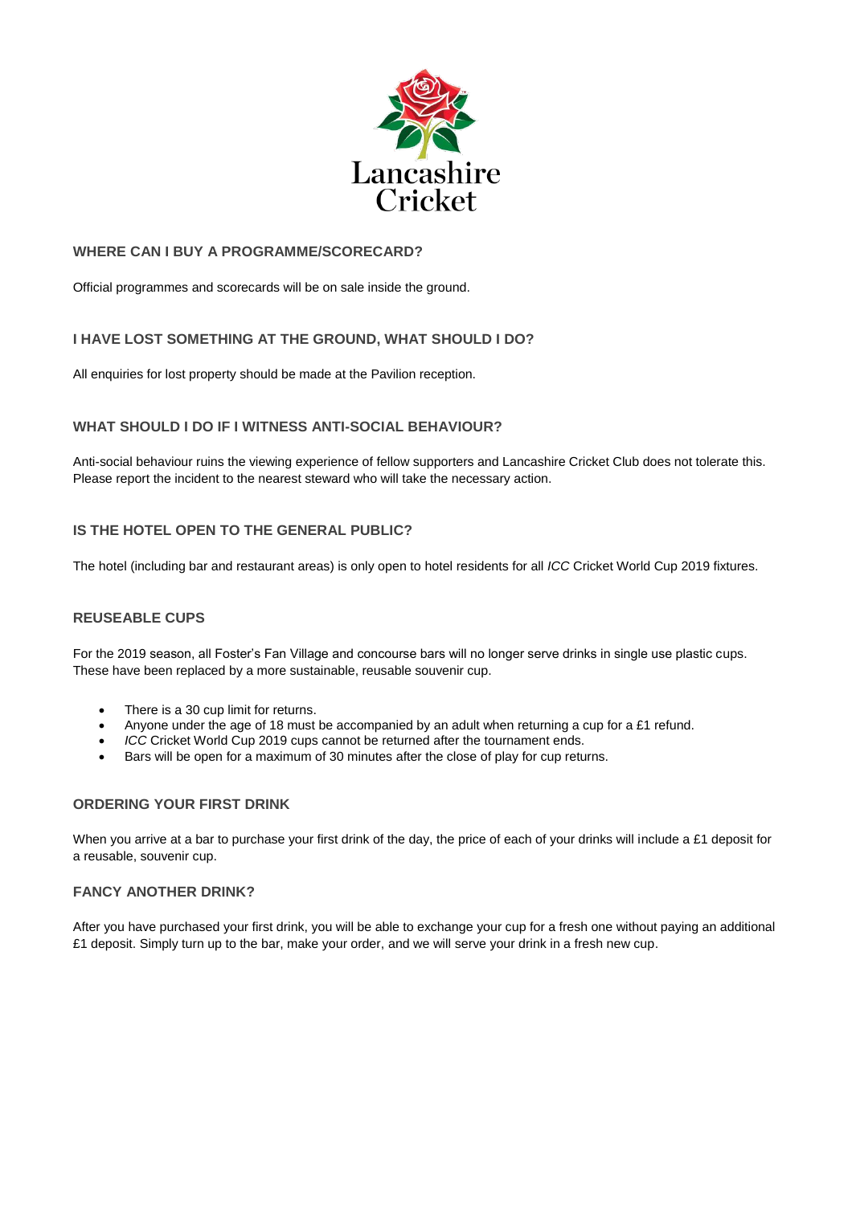## WHERE CAN I BUY A PROGRAMME/SCORECARD?

Official programmes and scorecards will be on sale inside the ground.

## I HAVE LOST SOMETHING AT THE GROUND, WHAT SHOULD I DO?

All enquiries for lost property should be made at the Pavilion reception.

## WHAT SHOULD I DO IF I WITNESS ANTI-SOCIAL BEHAVIOUR?

Anti-social behaviour ruins the viewing experience of fellow supporters and Lancashire Cricket Club does not tolerate this. Please report the incident to the nearest steward who will take the necessary action.

## IS THE HOTEL OPEN TO THE GENERAL PUBLIC?

The hotel (including bar and restaurant areas) is only open to hotel residents for all *ICC* Cricket World Cup 2019 fixtures.

## REUSEABLE CUPS

For the 2019 season, all Foster's Fan Village and concourse bars will no longer serve drinks in single use plastic cups. These have been replaced by a more sustainable, reusable souvenir cup.

- There is a 30 cup limit for returns.
- Anyone under the age of 18 must be accompanied by an adult when returning a cup for a £1 refund.
- *ICC* Cricket World Cup 2019 cups cannot be returned after the tournament ends.
- Bars will be open for a maximum of 30 minutes after the close of play for cup returns.

## ORDERING YOUR FIRST DRINK

When you arrive at a bar to purchase your first drink of the day, the price of each of your drinks will include a £1 deposit for a reusable, souvenir cup.

## FANCY ANOTHER DRINK?

After you have purchased your first drink, you will be able to exchange your cup for a fresh one without paying an additional £1 deposit. Simply turn up to the bar, make your order, and we will serve your drink in a fresh new cup.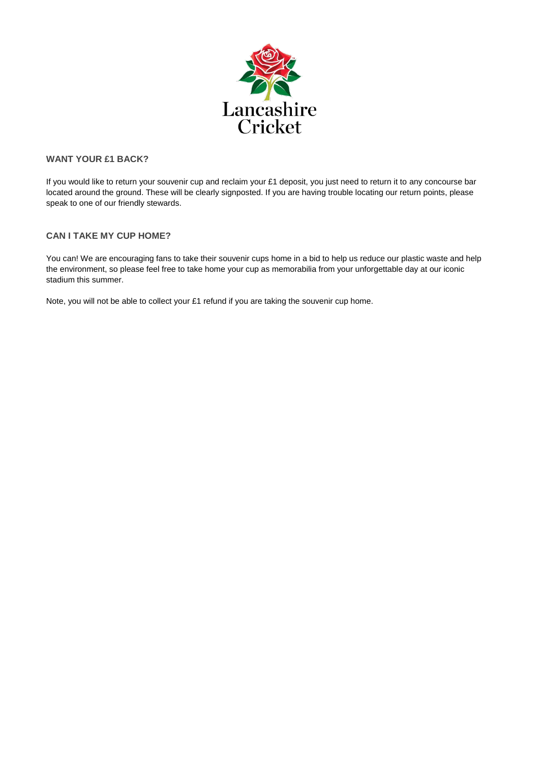## WANT YOUR £1 BACK?

If you would like to return your souvenir cup and reclaim your £1 deposit, you just need to return it to any concourse bar located around the ground. These will be clearly signposted. If you are having trouble locating our return points, please speak to one of our friendly stewards.

## CAN I TAKE MY CUP HOME?

You can! We are encouraging fans to take their souvenir cups home in a bid to help us reduce our plastic waste and help the environment, so please feel free to take home your cup as memorabilia from your unforgettable day at our iconic stadium this summer.

Note, you will not be able to collect your £1 refund if you are taking the souvenir cup home.